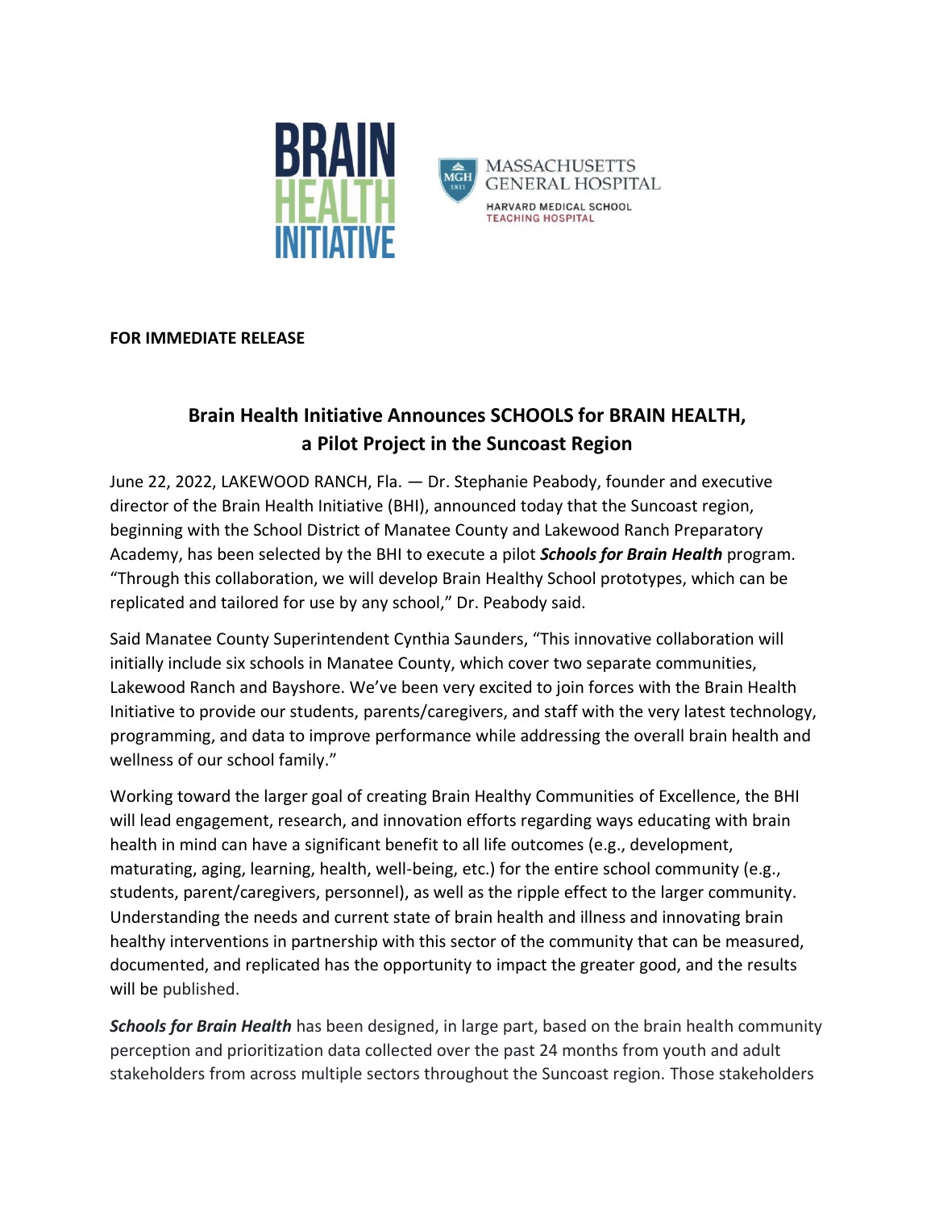**FOR IMMEDIATE RELEASE**

## Brain Health Initiative Announces SCHOOLS for BRAIN HEALTH, a Pilot Project in the Suncoast Region

June 22, 2022, LAKEWOOD RANCH, Fla. — Dr. Stephanie Peabody, founder and executive director of the Brain Health Initiative (BHI), announced today that the Suncoast region, beginning with the School District of Manatee County and Lakewood Ranch Preparatory Academy, has been selected by the BHI to execute a pilot ***Schools for Brain Health*** program. "Through this collaboration, we will develop Brain Healthy School prototypes, which can be replicated and tailored for use by any school," Dr. Peabody said.

Said Manatee County Superintendent Cynthia Saunders, "This innovative collaboration will initially include six schools in Manatee County, which cover two separate communities, Lakewood Ranch and Bayshore. We've been very excited to join forces with the Brain Health Initiative to provide our students, parents/caregivers, and staff with the very latest technology, programming, and data to improve performance while addressing the overall brain health and wellness of our school family."

Working toward the larger goal of creating Brain Healthy Communities of Excellence, the BHI will lead engagement, research, and innovation efforts regarding ways educating with brain health in mind can have a significant benefit to all life outcomes (e.g., development, maturating, aging, learning, health, well-being, etc.) for the entire school community (e.g., students, parent/caregivers, personnel), as well as the ripple effect to the larger community. Understanding the needs and current state of brain health and illness and innovating brain healthy interventions in partnership with this sector of the community that can be measured, documented, and replicated has the opportunity to impact the greater good, and the results will be published.

***Schools for Brain Health*** has been designed, in large part, based on the brain health community perception and prioritization data collected over the past 24 months from youth and adult stakeholders from across multiple sectors throughout the Suncoast region. Those stakeholders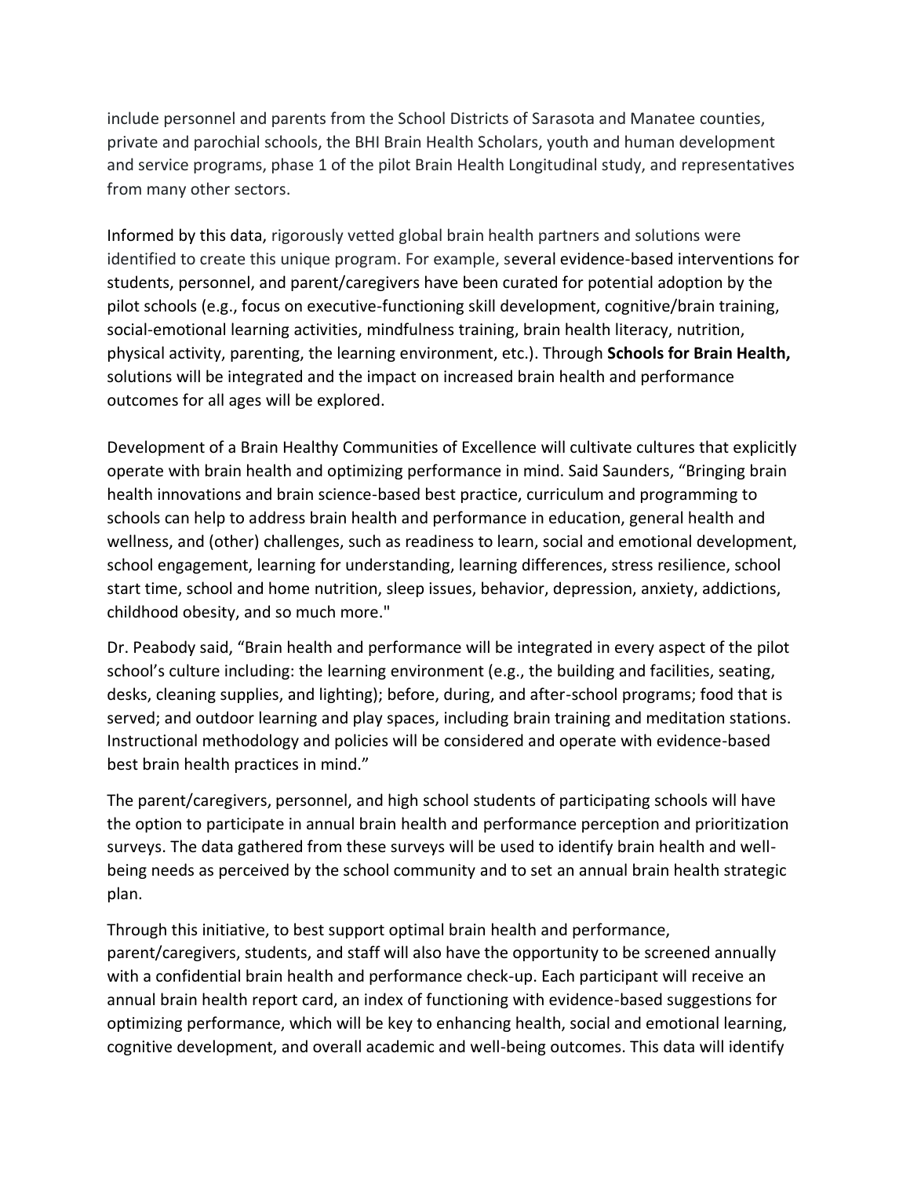include personnel and parents from the School Districts of Sarasota and Manatee counties, private and parochial schools, the BHI Brain Health Scholars, youth and human development and service programs, phase 1 of the pilot Brain Health Longitudinal study, and representatives from many other sectors.

Informed by this data, rigorously vetted global brain health partners and solutions were identified to create this unique program. For example, several evidence-based interventions for students, personnel, and parent/caregivers have been curated for potential adoption by the pilot schools (e.g., focus on executive-functioning skill development, cognitive/brain training, social-emotional learning activities, mindfulness training, brain health literacy, nutrition, physical activity, parenting, the learning environment, etc.). Through **Schools for Brain Health,** solutions will be integrated and the impact on increased brain health and performance outcomes for all ages will be explored.

Development of a Brain Healthy Communities of Excellence will cultivate cultures that explicitly operate with brain health and optimizing performance in mind. Said Saunders, "Bringing brain health innovations and brain science-based best practice, curriculum and programming to schools can help to address brain health and performance in education, general health and wellness, and (other) challenges, such as readiness to learn, social and emotional development, school engagement, learning for understanding, learning differences, stress resilience, school start time, school and home nutrition, sleep issues, behavior, depression, anxiety, addictions, childhood obesity, and so much more."

Dr. Peabody said, "Brain health and performance will be integrated in every aspect of the pilot school's culture including: the learning environment (e.g., the building and facilities, seating, desks, cleaning supplies, and lighting); before, during, and after-school programs; food that is served; and outdoor learning and play spaces, including brain training and meditation stations. Instructional methodology and policies will be considered and operate with evidence-based best brain health practices in mind."

The parent/caregivers, personnel, and high school students of participating schools will have the option to participate in annual brain health and performance perception and prioritization surveys. The data gathered from these surveys will be used to identify brain health and well-being needs as perceived by the school community and to set an annual brain health strategic plan.

Through this initiative, to best support optimal brain health and performance, parent/caregivers, students, and staff will also have the opportunity to be screened annually with a confidential brain health and performance check-up. Each participant will receive an annual brain health report card, an index of functioning with evidence-based suggestions for optimizing performance, which will be key to enhancing health, social and emotional learning, cognitive development, and overall academic and well-being outcomes. This data will identify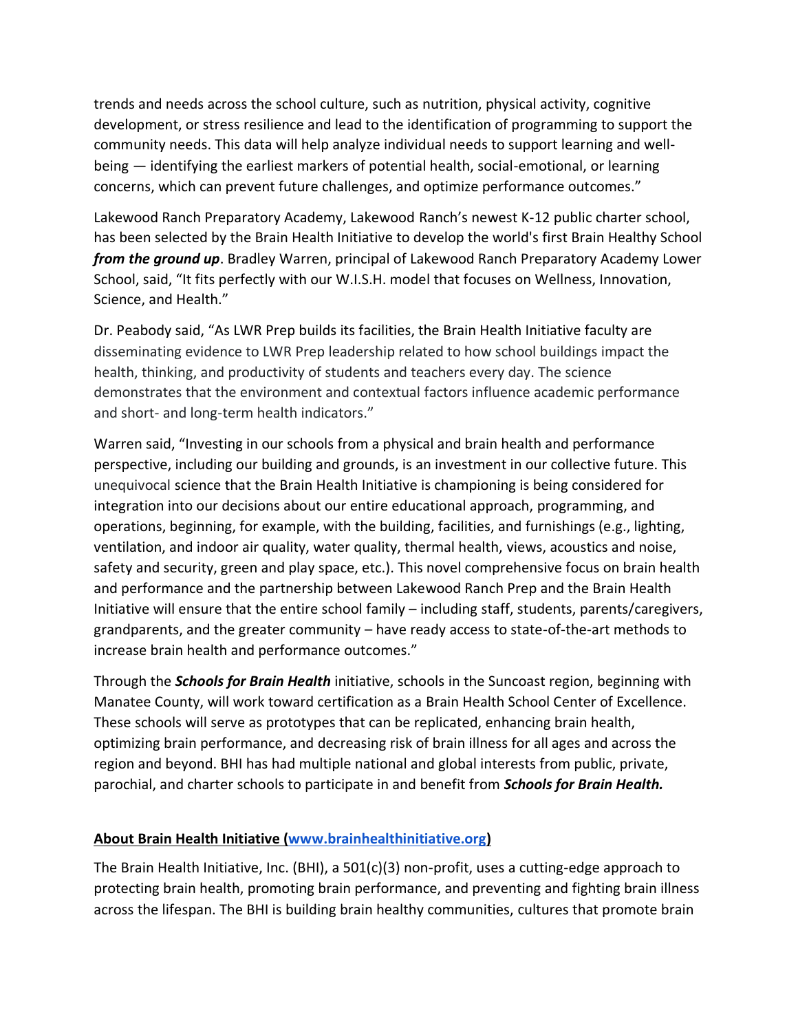trends and needs across the school culture, such as nutrition, physical activity, cognitive development, or stress resilience and lead to the identification of programming to support the community needs. This data will help analyze individual needs to support learning and well-being — identifying the earliest markers of potential health, social-emotional, or learning concerns, which can prevent future challenges, and optimize performance outcomes."

Lakewood Ranch Preparatory Academy, Lakewood Ranch's newest K-12 public charter school, has been selected by the Brain Health Initiative to develop the world's first Brain Healthy School ***from the ground up***. Bradley Warren, principal of Lakewood Ranch Preparatory Academy Lower School, said, "It fits perfectly with our W.I.S.H. model that focuses on Wellness, Innovation, Science, and Health."

Dr. Peabody said, "As LWR Prep builds its facilities, the Brain Health Initiative faculty are disseminating evidence to LWR Prep leadership related to how school buildings impact the health, thinking, and productivity of students and teachers every day. The science demonstrates that the environment and contextual factors influence academic performance and short- and long-term health indicators."

Warren said, "Investing in our schools from a physical and brain health and performance perspective, including our building and grounds, is an investment in our collective future. This unequivocal science that the Brain Health Initiative is championing is being considered for integration into our decisions about our entire educational approach, programming, and operations, beginning, for example, with the building, facilities, and furnishings (e.g., lighting, ventilation, and indoor air quality, water quality, thermal health, views, acoustics and noise, safety and security, green and play space, etc.). This novel comprehensive focus on brain health and performance and the partnership between Lakewood Ranch Prep and the Brain Health Initiative will ensure that the entire school family – including staff, students, parents/caregivers, grandparents, and the greater community – have ready access to state-of-the-art methods to increase brain health and performance outcomes."

Through the ***Schools for Brain Health*** initiative, schools in the Suncoast region, beginning with Manatee County, will work toward certification as a Brain Health School Center of Excellence. These schools will serve as prototypes that can be replicated, enhancing brain health, optimizing brain performance, and decreasing risk of brain illness for all ages and across the region and beyond. BHI has had multiple national and global interests from public, private, parochial, and charter schools to participate in and benefit from ***Schools for Brain Health.***

**About Brain Health Initiative ([www.brainhealthinitiative.org](www.brainhealthinitiative.org))**

The Brain Health Initiative, Inc. (BHI), a 501(c)(3) non-profit, uses a cutting-edge approach to protecting brain health, promoting brain performance, and preventing and fighting brain illness across the lifespan. The BHI is building brain healthy communities, cultures that promote brain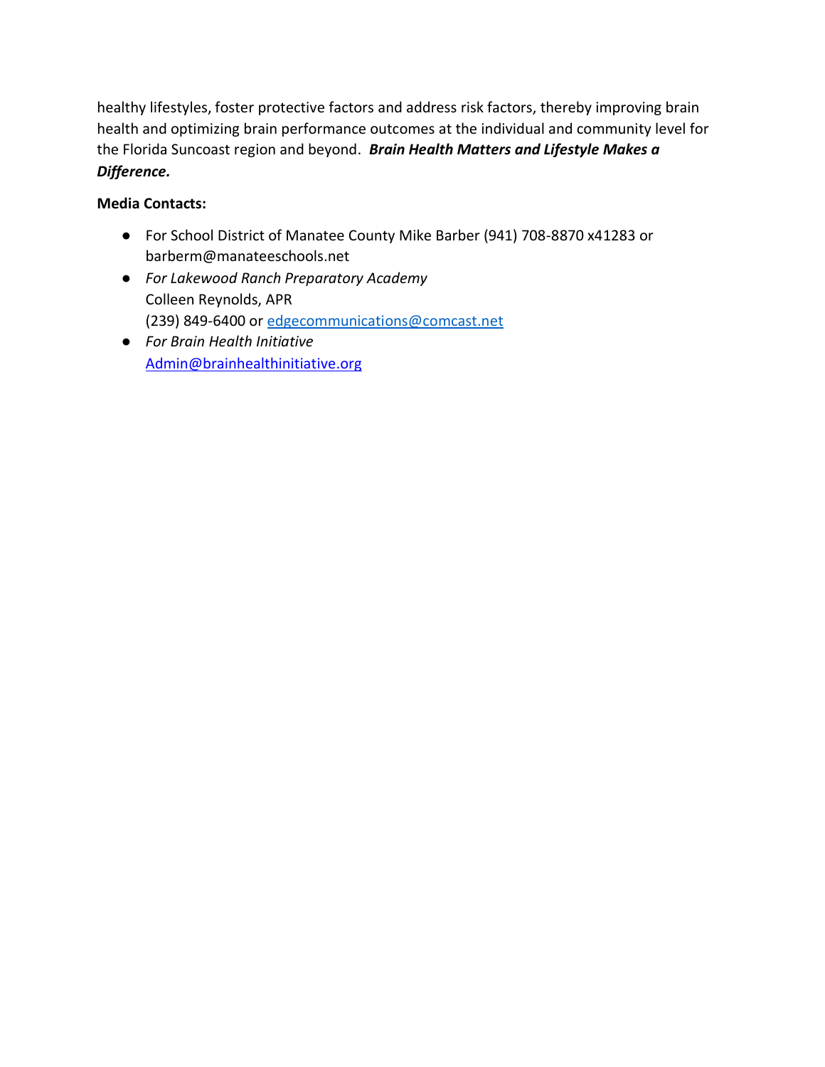healthy lifestyles, foster protective factors and address risk factors, thereby improving brain health and optimizing brain performance outcomes at the individual and community level for the Florida Suncoast region and beyond. ***Brain Health Matters and Lifestyle Makes a Difference.***

**Media Contacts:**

- For School District of Manatee County Mike Barber (941) 708-8870 x41283 or barberm@manateeschools.net
- *For Lakewood Ranch Preparatory Academy*
  Colleen Reynolds, APR
  (239) 849-6400 or edgecommunications@comcast.net
- *For Brain Health Initiative*
  Admin@brainhealthinitiative.org